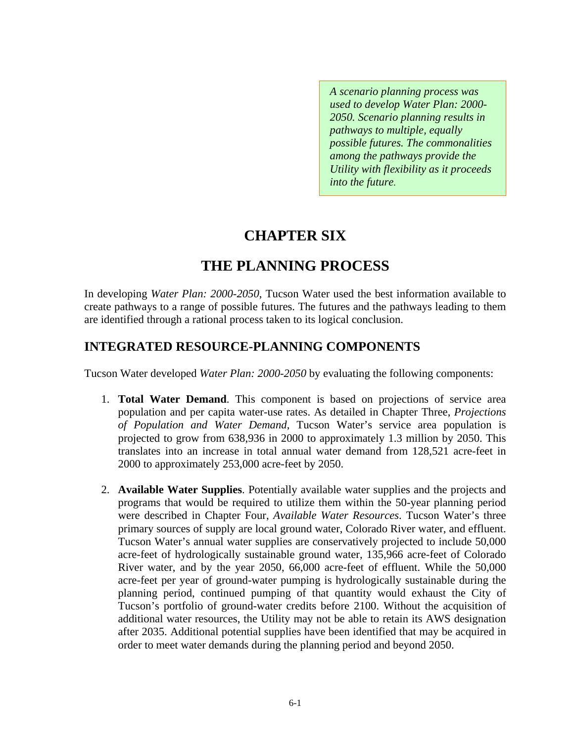*A scenario planning process was used to develop Water Plan: 2000-2050. Scenario planning results in pathways to multiple, equally possible futures. The commonalities among the pathways provide the Utility with flexibility as it proceeds into the future.*

# CHAPTER SIX

# THE PLANNING PROCESS

In developing *Water Plan: 2000-2050*, Tucson Water used the best information available to create pathways to a range of possible futures. The futures and the pathways leading to them are identified through a rational process taken to its logical conclusion.

## INTEGRATED RESOURCE-PLANNING COMPONENTS

Tucson Water developed *Water Plan: 2000-2050* by evaluating the following components:

1. **Total Water Demand**. This component is based on projections of service area population and per capita water-use rates. As detailed in Chapter Three, *Projections of Population and Water Demand*, Tucson Water's service area population is projected to grow from 638,936 in 2000 to approximately 1.3 million by 2050. This translates into an increase in total annual water demand from 128,521 acre-feet in 2000 to approximately 253,000 acre-feet by 2050.

2. **Available Water Supplies**. Potentially available water supplies and the projects and programs that would be required to utilize them within the 50-year planning period were described in Chapter Four, *Available Water Resources*. Tucson Water's three primary sources of supply are local ground water, Colorado River water, and effluent. Tucson Water's annual water supplies are conservatively projected to include 50,000 acre-feet of hydrologically sustainable ground water, 135,966 acre-feet of Colorado River water, and by the year 2050, 66,000 acre-feet of effluent. While the 50,000 acre-feet per year of ground-water pumping is hydrologically sustainable during the planning period, continued pumping of that quantity would exhaust the City of Tucson's portfolio of ground-water credits before 2100. Without the acquisition of additional water resources, the Utility may not be able to retain its AWS designation after 2035. Additional potential supplies have been identified that may be acquired in order to meet water demands during the planning period and beyond 2050.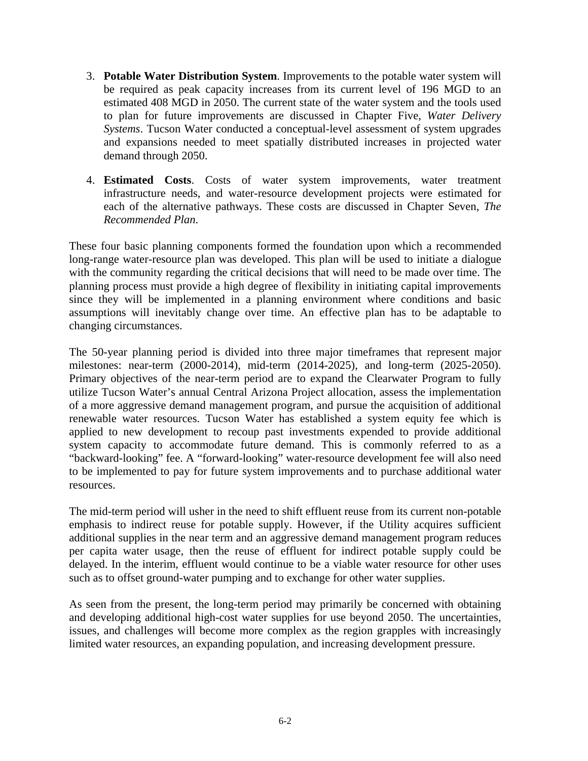3. **Potable Water Distribution System**. Improvements to the potable water system will be required as peak capacity increases from its current level of 196 MGD to an estimated 408 MGD in 2050. The current state of the water system and the tools used to plan for future improvements are discussed in Chapter Five, *Water Delivery Systems*. Tucson Water conducted a conceptual-level assessment of system upgrades and expansions needed to meet spatially distributed increases in projected water demand through 2050.

4. **Estimated Costs**. Costs of water system improvements, water treatment infrastructure needs, and water-resource development projects were estimated for each of the alternative pathways. These costs are discussed in Chapter Seven, *The Recommended Plan*.

These four basic planning components formed the foundation upon which a recommended long-range water-resource plan was developed. This plan will be used to initiate a dialogue with the community regarding the critical decisions that will need to be made over time. The planning process must provide a high degree of flexibility in initiating capital improvements since they will be implemented in a planning environment where conditions and basic assumptions will inevitably change over time. An effective plan has to be adaptable to changing circumstances.

The 50-year planning period is divided into three major timeframes that represent major milestones: near-term (2000-2014), mid-term (2014-2025), and long-term (2025-2050). Primary objectives of the near-term period are to expand the Clearwater Program to fully utilize Tucson Water's annual Central Arizona Project allocation, assess the implementation of a more aggressive demand management program, and pursue the acquisition of additional renewable water resources. Tucson Water has established a system equity fee which is applied to new development to recoup past investments expended to provide additional system capacity to accommodate future demand. This is commonly referred to as a "backward-looking" fee. A "forward-looking" water-resource development fee will also need to be implemented to pay for future system improvements and to purchase additional water resources.

The mid-term period will usher in the need to shift effluent reuse from its current non-potable emphasis to indirect reuse for potable supply. However, if the Utility acquires sufficient additional supplies in the near term and an aggressive demand management program reduces per capita water usage, then the reuse of effluent for indirect potable supply could be delayed. In the interim, effluent would continue to be a viable water resource for other uses such as to offset ground-water pumping and to exchange for other water supplies.

As seen from the present, the long-term period may primarily be concerned with obtaining and developing additional high-cost water supplies for use beyond 2050. The uncertainties, issues, and challenges will become more complex as the region grapples with increasingly limited water resources, an expanding population, and increasing development pressure.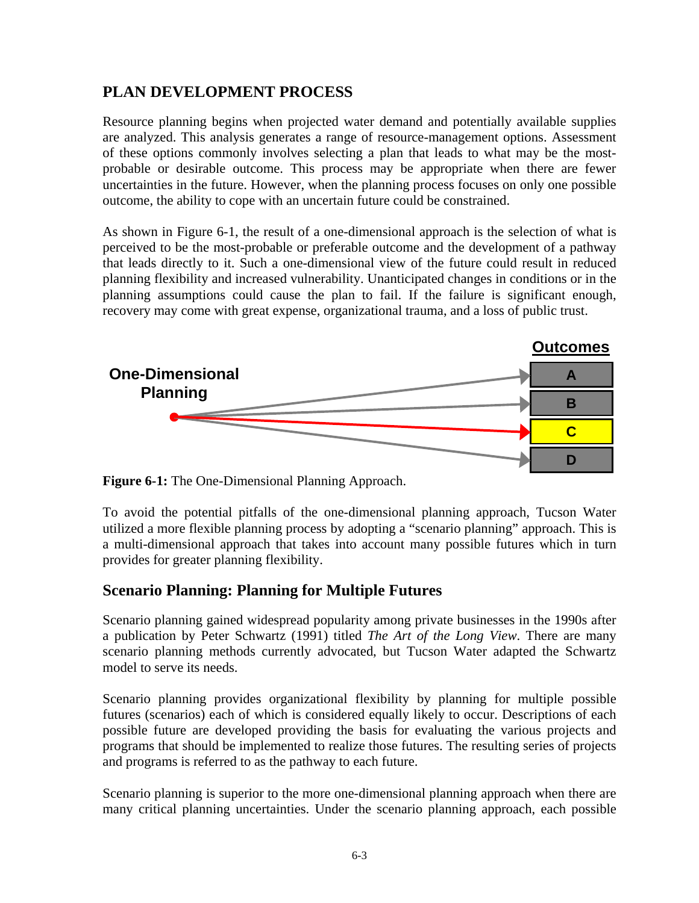## PLAN DEVELOPMENT PROCESS

Resource planning begins when projected water demand and potentially available supplies are analyzed. This analysis generates a range of resource-management options. Assessment of these options commonly involves selecting a plan that leads to what may be the most-probable or desirable outcome. This process may be appropriate when there are fewer uncertainties in the future. However, when the planning process focuses on only one possible outcome, the ability to cope with an uncertain future could be constrained.

As shown in Figure 6-1, the result of a one-dimensional approach is the selection of what is perceived to be the most-probable or preferable outcome and the development of a pathway that leads directly to it. Such a one-dimensional view of the future could result in reduced planning flexibility and increased vulnerability. Unanticipated changes in conditions or in the planning assumptions could cause the plan to fail. If the failure is significant enough, recovery may come with great expense, organizational trauma, and a loss of public trust.

**One-Dimensional Planning**

**Outcomes**

- A
- B
- C
- D

**Figure 6-1:** The One-Dimensional Planning Approach.

To avoid the potential pitfalls of the one-dimensional planning approach, Tucson Water utilized a more flexible planning process by adopting a "scenario planning" approach. This is a multi-dimensional approach that takes into account many possible futures which in turn provides for greater planning flexibility.

### Scenario Planning: Planning for Multiple Futures

Scenario planning gained widespread popularity among private businesses in the 1990s after a publication by Peter Schwartz (1991) titled *The Art of the Long View*. There are many scenario planning methods currently advocated, but Tucson Water adapted the Schwartz model to serve its needs.

Scenario planning provides organizational flexibility by planning for multiple possible futures (scenarios) each of which is considered equally likely to occur. Descriptions of each possible future are developed providing the basis for evaluating the various projects and programs that should be implemented to realize those futures. The resulting series of projects and programs is referred to as the pathway to each future.

Scenario planning is superior to the more one-dimensional planning approach when there are many critical planning uncertainties. Under the scenario planning approach, each possible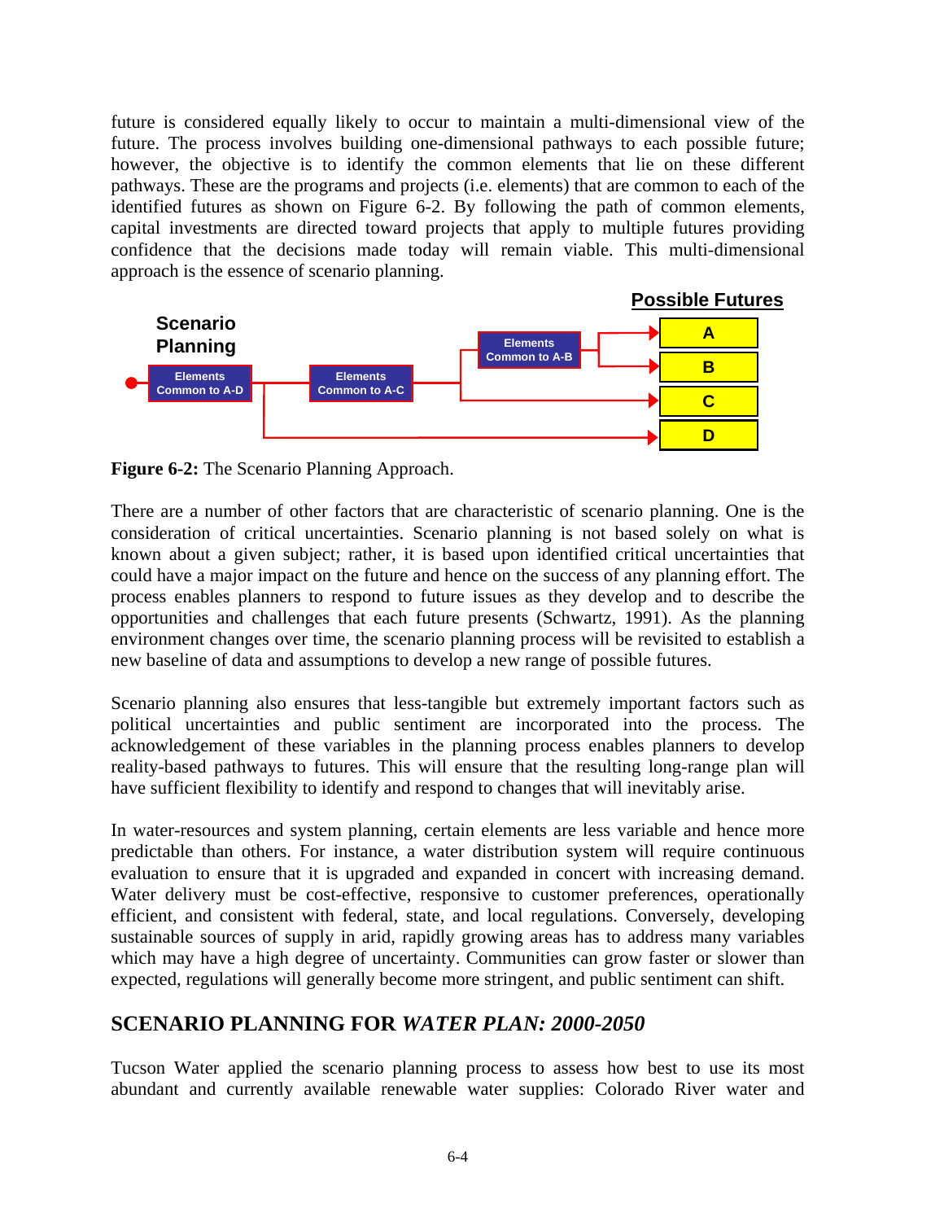future is considered equally likely to occur to maintain a multi-dimensional view of the future. The process involves building one-dimensional pathways to each possible future; however, the objective is to identify the common elements that lie on these different pathways. These are the programs and projects (i.e. elements) that are common to each of the identified futures as shown on Figure 6-2. By following the path of common elements, capital investments are directed toward projects that apply to multiple futures providing confidence that the decisions made today will remain viable. This multi-dimensional approach is the essence of scenario planning.

**Figure 6-2:** The Scenario Planning Approach.

There are a number of other factors that are characteristic of scenario planning. One is the consideration of critical uncertainties. Scenario planning is not based solely on what is known about a given subject; rather, it is based upon identified critical uncertainties that could have a major impact on the future and hence on the success of any planning effort. The process enables planners to respond to future issues as they develop and to describe the opportunities and challenges that each future presents (Schwartz, 1991). As the planning environment changes over time, the scenario planning process will be revisited to establish a new baseline of data and assumptions to develop a new range of possible futures.

Scenario planning also ensures that less-tangible but extremely important factors such as political uncertainties and public sentiment are incorporated into the process. The acknowledgement of these variables in the planning process enables planners to develop reality-based pathways to futures. This will ensure that the resulting long-range plan will have sufficient flexibility to identify and respond to changes that will inevitably arise.

In water-resources and system planning, certain elements are less variable and hence more predictable than others. For instance, a water distribution system will require continuous evaluation to ensure that it is upgraded and expanded in concert with increasing demand. Water delivery must be cost-effective, responsive to customer preferences, operationally efficient, and consistent with federal, state, and local regulations. Conversely, developing sustainable sources of supply in arid, rapidly growing areas has to address many variables which may have a high degree of uncertainty. Communities can grow faster or slower than expected, regulations will generally become more stringent, and public sentiment can shift.

## SCENARIO PLANNING FOR *WATER PLAN: 2000-2050*

Tucson Water applied the scenario planning process to assess how best to use its most abundant and currently available renewable water supplies: Colorado River water and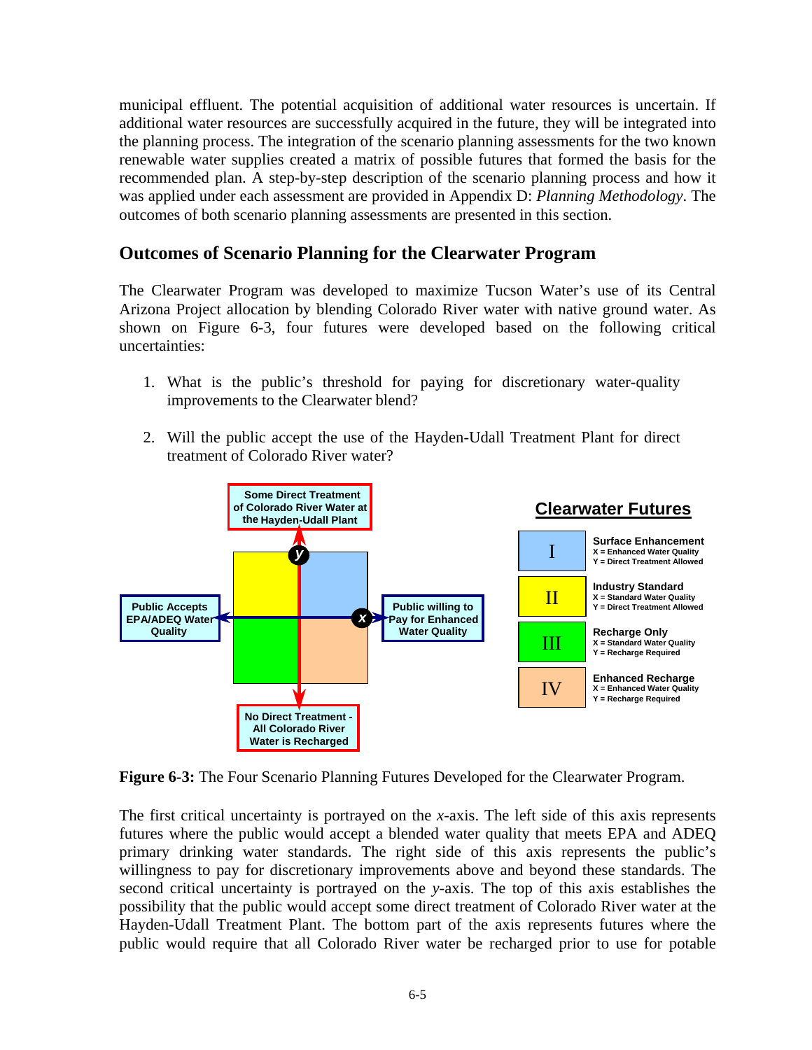municipal effluent. The potential acquisition of additional water resources is uncertain. If additional water resources are successfully acquired in the future, they will be integrated into the planning process. The integration of the scenario planning assessments for the two known renewable water supplies created a matrix of possible futures that formed the basis for the recommended plan. A step-by-step description of the scenario planning process and how it was applied under each assessment are provided in Appendix D: *Planning Methodology*. The outcomes of both scenario planning assessments are presented in this section.

## Outcomes of Scenario Planning for the Clearwater Program

The Clearwater Program was developed to maximize Tucson Water's use of its Central Arizona Project allocation by blending Colorado River water with native ground water. As shown on Figure 6-3, four futures were developed based on the following critical uncertainties:

1. What is the public's threshold for paying for discretionary water-quality improvements to the Clearwater blend?

2. Will the public accept the use of the Hayden-Udall Treatment Plant for direct treatment of Colorado River water?

**Clearwater Futures**

| | Future | X | Y |
|---|---|---|---|
| I | Surface Enhancement | Enhanced Water Quality | Direct Treatment Allowed |
| II | Industry Standard | Standard Water Quality | Direct Treatment Allowed |
| III | Recharge Only | Standard Water Quality | Recharge Required |
| IV | Enhanced Recharge | Enhanced Water Quality | Recharge Required |

y-axis: Some Direct Treatment of Colorado River Water at the Hayden-Udall Plant (top); No Direct Treatment - All Colorado River Water is Recharged (bottom)

x-axis: Public Accepts EPA/ADEQ Water Quality (left); Public willing to Pay for Enhanced Water Quality (right)

**Figure 6-3:** The Four Scenario Planning Futures Developed for the Clearwater Program.

The first critical uncertainty is portrayed on the *x*-axis. The left side of this axis represents futures where the public would accept a blended water quality that meets EPA and ADEQ primary drinking water standards. The right side of this axis represents the public's willingness to pay for discretionary improvements above and beyond these standards. The second critical uncertainty is portrayed on the *y*-axis. The top of this axis establishes the possibility that the public would accept some direct treatment of Colorado River water at the Hayden-Udall Treatment Plant. The bottom part of the axis represents futures where the public would require that all Colorado River water be recharged prior to use for potable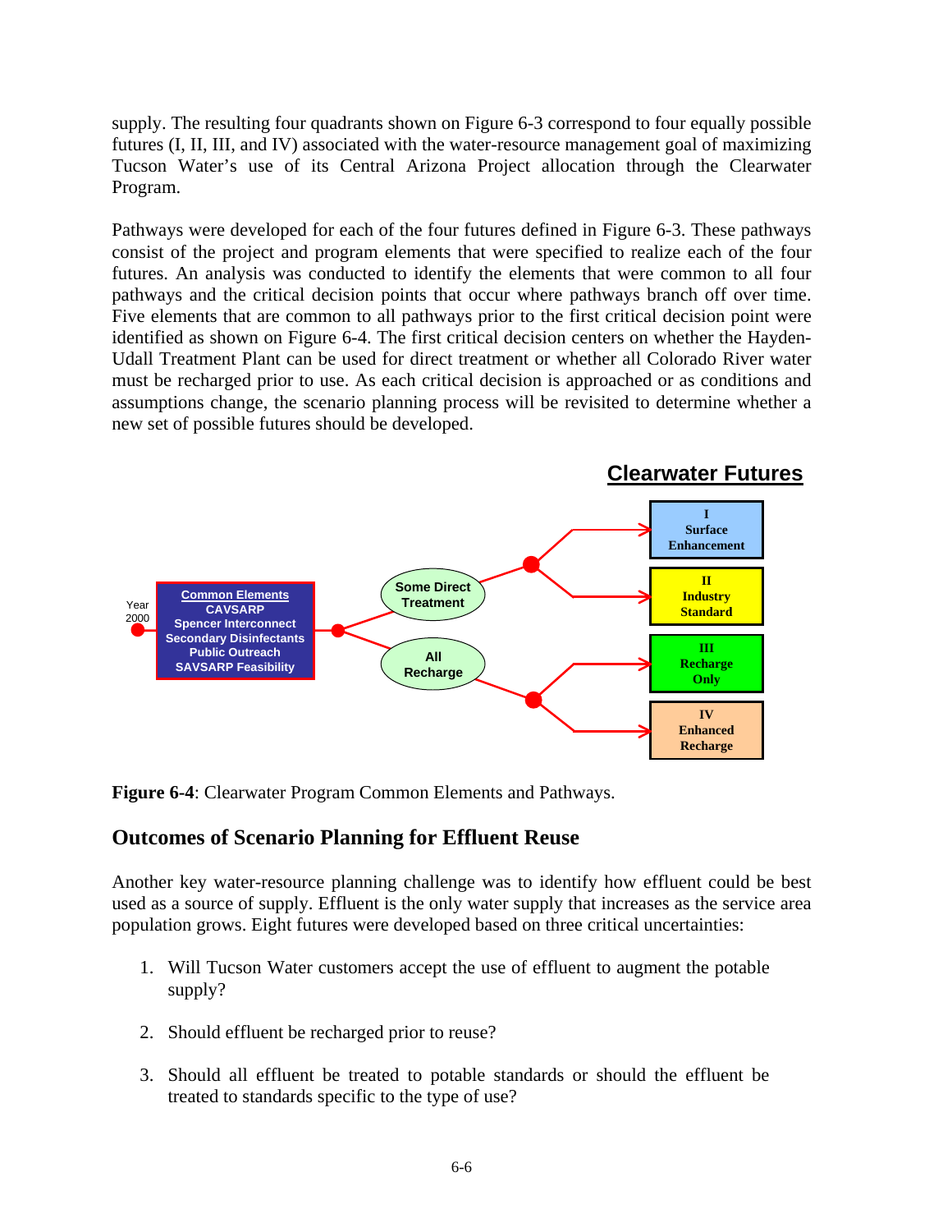supply. The resulting four quadrants shown on Figure 6-3 correspond to four equally possible futures (I, II, III, and IV) associated with the water-resource management goal of maximizing Tucson Water's use of its Central Arizona Project allocation through the Clearwater Program.

Pathways were developed for each of the four futures defined in Figure 6-3. These pathways consist of the project and program elements that were specified to realize each of the four futures. An analysis was conducted to identify the elements that were common to all four pathways and the critical decision points that occur where pathways branch off over time. Five elements that are common to all pathways prior to the first critical decision point were identified as shown on Figure 6-4. The first critical decision centers on whether the Hayden-Udall Treatment Plant can be used for direct treatment or whether all Colorado River water must be recharged prior to use. As each critical decision is approached or as conditions and assumptions change, the scenario planning process will be revisited to determine whether a new set of possible futures should be developed.

**Figure 6-4**: Clearwater Program Common Elements and Pathways.

## Outcomes of Scenario Planning for Effluent Reuse

Another key water-resource planning challenge was to identify how effluent could be best used as a source of supply. Effluent is the only water supply that increases as the service area population grows. Eight futures were developed based on three critical uncertainties:

1. Will Tucson Water customers accept the use of effluent to augment the potable supply?

2. Should effluent be recharged prior to reuse?

3. Should all effluent be treated to potable standards or should the effluent be treated to standards specific to the type of use?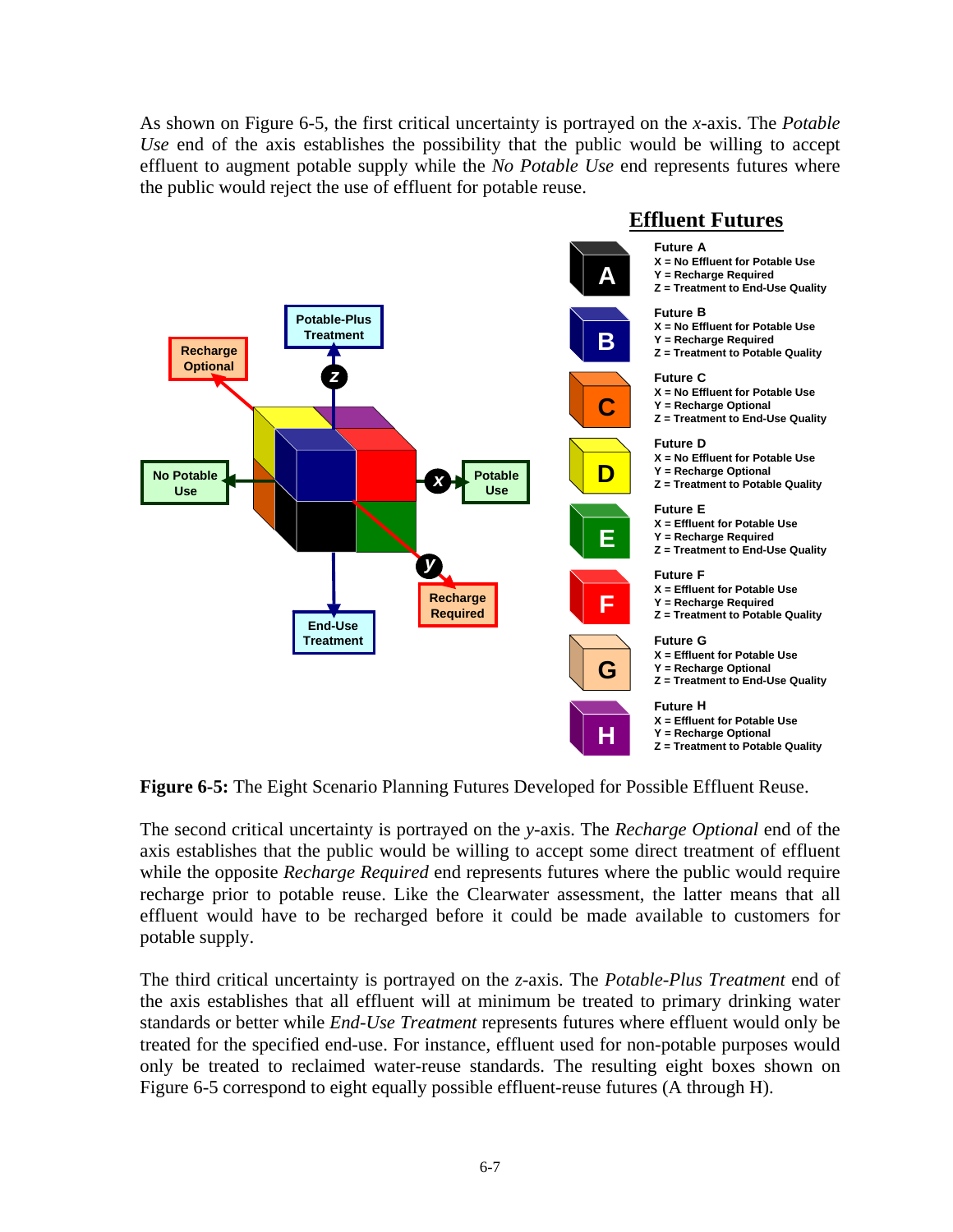As shown on Figure 6-5, the first critical uncertainty is portrayed on the *x*-axis. The *Potable Use* end of the axis establishes the possibility that the public would be willing to accept effluent to augment potable supply while the *No Potable Use* end represents futures where the public would reject the use of effluent for potable reuse.

**Effluent Futures**

**Future A**
X = No Effluent for Potable Use
Y = Recharge Required
Z = Treatment to End-Use Quality

**Future B**
X = No Effluent for Potable Use
Y = Recharge Required
Z = Treatment to Potable Quality

**Future C**
X = No Effluent for Potable Use
Y = Recharge Optional
Z = Treatment to End-Use Quality

**Future D**
X = No Effluent for Potable Use
Y = Recharge Optional
Z = Treatment to Potable Quality

**Future E**
X = Effluent for Potable Use
Y = Recharge Required
Z = Treatment to End-Use Quality

**Future F**
X = Effluent for Potable Use
Y = Recharge Required
Z = Treatment to Potable Quality

**Future G**
X = Effluent for Potable Use
Y = Recharge Optional
Z = Treatment to End-Use Quality

**Future H**
X = Effluent for Potable Use
Y = Recharge Optional
Z = Treatment to Potable Quality

**Figure 6-5:** The Eight Scenario Planning Futures Developed for Possible Effluent Reuse.

The second critical uncertainty is portrayed on the *y*-axis. The *Recharge Optional* end of the axis establishes that the public would be willing to accept some direct treatment of effluent while the opposite *Recharge Required* end represents futures where the public would require recharge prior to potable reuse. Like the Clearwater assessment, the latter means that all effluent would have to be recharged before it could be made available to customers for potable supply.

The third critical uncertainty is portrayed on the *z*-axis. The *Potable-Plus Treatment* end of the axis establishes that all effluent will at minimum be treated to primary drinking water standards or better while *End-Use Treatment* represents futures where effluent would only be treated for the specified end-use. For instance, effluent used for non-potable purposes would only be treated to reclaimed water-reuse standards. The resulting eight boxes shown on Figure 6-5 correspond to eight equally possible effluent-reuse futures (A through H).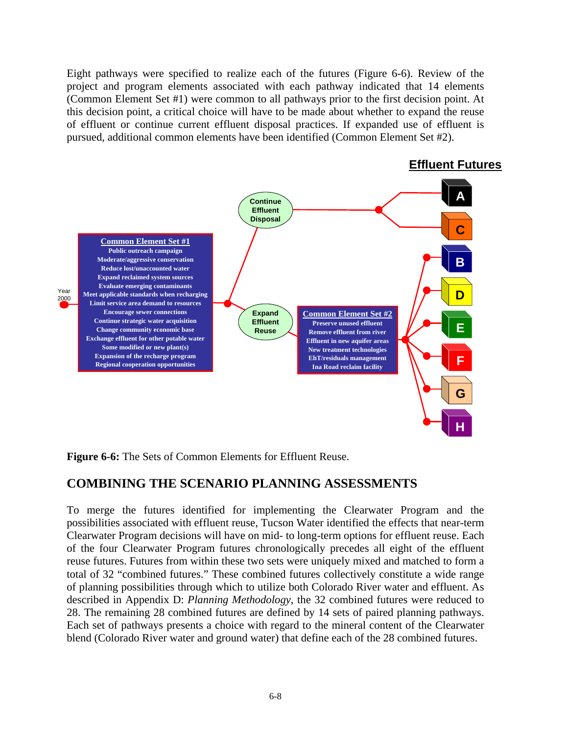Eight pathways were specified to realize each of the futures (Figure 6-6). Review of the project and program elements associated with each pathway indicated that 14 elements (Common Element Set #1) were common to all pathways prior to the first decision point. At this decision point, a critical choice will have to be made about whether to expand the reuse of effluent or continue current effluent disposal practices. If expanded use of effluent is pursued, additional common elements have been identified (Common Element Set #2).

**Effluent Futures**

Year 2000

**Common Element Set #1**
- Public outreach campaign
- Moderate/aggressive conservation
- Reduce lost/unaccounted water
- Expand reclaimed system sources
- Evaluate emerging contaminants
- Meet applicable standards when recharging
- Limit service area demand to resources
- Encourage sewer connections
- Continue strategic water acquisition
- Change community economic base
- Exchange effluent for other potable water
- Some modified or new plant(s)
- Expansion of the recharge program
- Regional cooperation opportunities

Continue Effluent Disposal → A, C

Expand Effluent Reuse

**Common Element Set #2**
- Preserve unused effluent
- Remove effluent from river
- Effluent in new aquifer areas
- New treatment technologies
- EhT/residuals management
- Ina Road reclaim facility

→ B, D, E, F, G, H

**Figure 6-6:** The Sets of Common Elements for Effluent Reuse.

## COMBINING THE SCENARIO PLANNING ASSESSMENTS

To merge the futures identified for implementing the Clearwater Program and the possibilities associated with effluent reuse, Tucson Water identified the effects that near-term Clearwater Program decisions will have on mid- to long-term options for effluent reuse. Each of the four Clearwater Program futures chronologically precedes all eight of the effluent reuse futures. Futures from within these two sets were uniquely mixed and matched to form a total of 32 "combined futures." These combined futures collectively constitute a wide range of planning possibilities through which to utilize both Colorado River water and effluent. As described in Appendix D: *Planning Methodology*, the 32 combined futures were reduced to 28. The remaining 28 combined futures are defined by 14 sets of paired planning pathways. Each set of pathways presents a choice with regard to the mineral content of the Clearwater blend (Colorado River water and ground water) that define each of the 28 combined futures.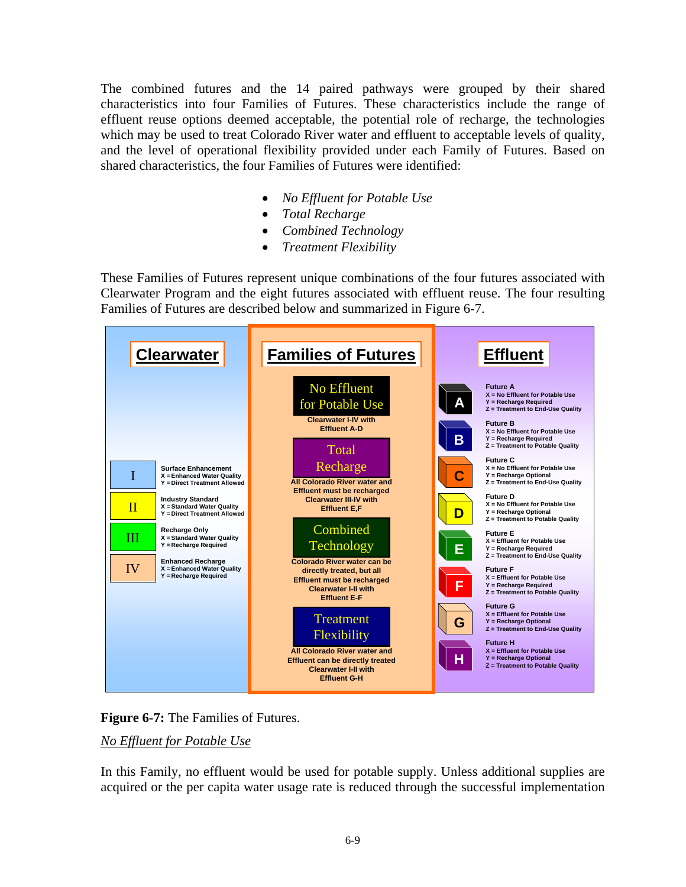The combined futures and the 14 paired pathways were grouped by their shared characteristics into four Families of Futures. These characteristics include the range of effluent reuse options deemed acceptable, the potential role of recharge, the technologies which may be used to treat Colorado River water and effluent to acceptable levels of quality, and the level of operational flexibility provided under each Family of Futures. Based on shared characteristics, the four Families of Futures were identified:

- *No Effluent for Potable Use*
- *Total Recharge*
- *Combined Technology*
- *Treatment Flexibility*

These Families of Futures represent unique combinations of the four futures associated with Clearwater Program and the eight futures associated with effluent reuse. The four resulting Families of Futures are described below and summarized in Figure 6-7.

**Clearwater**

- **I** — Surface Enhancement: X = Enhanced Water Quality; Y = Direct Treatment Allowed
- **II** — Industry Standard: X = Standard Water Quality; Y = Direct Treatment Allowed
- **III** — Recharge Only: X = Standard Water Quality; Y = Recharge Required
- **IV** — Enhanced Recharge: X = Enhanced Water Quality; Y = Recharge Required

**Families of Futures**

- **No Effluent for Potable Use** — Clearwater I-IV with Effluent A-D
- **Total Recharge** — All Colorado River water and Effluent must be recharged. Clearwater III-IV with Effluent E,F
- **Combined Technology** — Colorado River water can be directly treated, but all Effluent must be recharged. Clearwater I-II with Effluent E-F
- **Treatment Flexibility** — All Colorado River water and Effluent can be directly treated. Clearwater I-II with Effluent G-H

**Effluent**

- **Future A** — X = No Effluent for Potable Use; Y = Recharge Required; Z = Treatment to End-Use Quality
- **Future B** — X = No Effluent for Potable Use; Y = Recharge Required; Z = Treatment to Potable Quality
- **Future C** — X = No Effluent for Potable Use; Y = Recharge Optional; Z = Treatment to End-Use Quality
- **Future D** — X = No Effluent for Potable Use; Y = Recharge Optional; Z = Treatment to Potable Quality
- **Future E** — X = Effluent for Potable Use; Y = Recharge Required; Z = Treatment to End-Use Quality
- **Future F** — X = Effluent for Potable Use; Y = Recharge Required; Z = Treatment to Potable Quality
- **Future G** — X = Effluent for Potable Use; Y = Recharge Optional; Z = Treatment to End-Use Quality
- **Future H** — X = Effluent for Potable Use; Y = Recharge Optional; Z = Treatment to Potable Quality

**Figure 6-7:** The Families of Futures.

<u>*No Effluent for Potable Use*</u>

In this Family, no effluent would be used for potable supply. Unless additional supplies are acquired or the per capita water usage rate is reduced through the successful implementation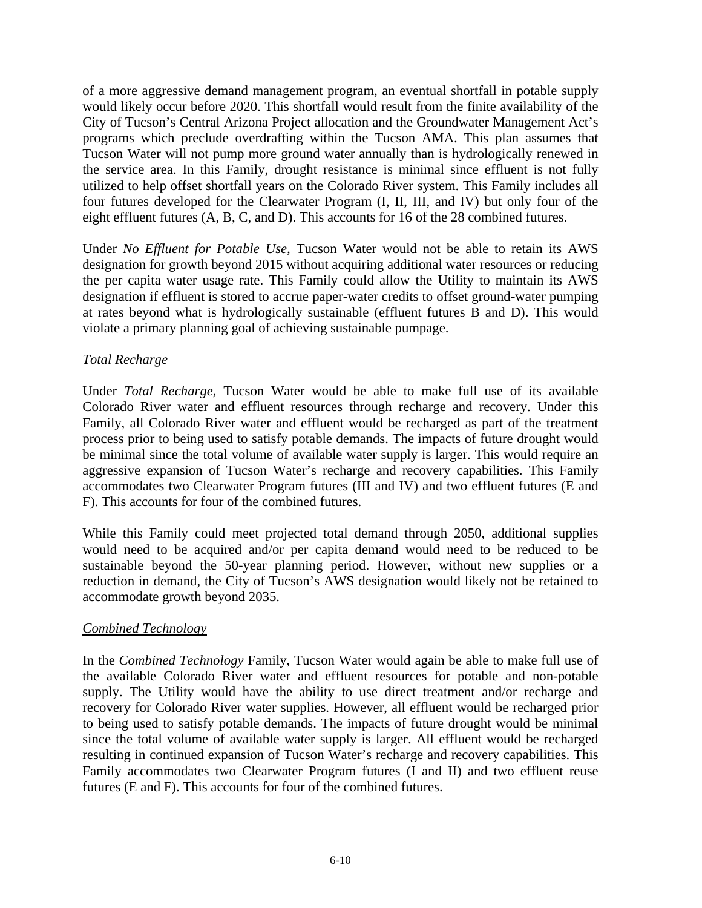of a more aggressive demand management program, an eventual shortfall in potable supply would likely occur before 2020. This shortfall would result from the finite availability of the City of Tucson's Central Arizona Project allocation and the Groundwater Management Act's programs which preclude overdrafting within the Tucson AMA. This plan assumes that Tucson Water will not pump more ground water annually than is hydrologically renewed in the service area. In this Family, drought resistance is minimal since effluent is not fully utilized to help offset shortfall years on the Colorado River system. This Family includes all four futures developed for the Clearwater Program (I, II, III, and IV) but only four of the eight effluent futures (A, B, C, and D). This accounts for 16 of the 28 combined futures.

Under *No Effluent for Potable Use*, Tucson Water would not be able to retain its AWS designation for growth beyond 2015 without acquiring additional water resources or reducing the per capita water usage rate. This Family could allow the Utility to maintain its AWS designation if effluent is stored to accrue paper-water credits to offset ground-water pumping at rates beyond what is hydrologically sustainable (effluent futures B and D). This would violate a primary planning goal of achieving sustainable pumpage.

### *Total Recharge*

Under *Total Recharge*, Tucson Water would be able to make full use of its available Colorado River water and effluent resources through recharge and recovery. Under this Family, all Colorado River water and effluent would be recharged as part of the treatment process prior to being used to satisfy potable demands. The impacts of future drought would be minimal since the total volume of available water supply is larger. This would require an aggressive expansion of Tucson Water's recharge and recovery capabilities. This Family accommodates two Clearwater Program futures (III and IV) and two effluent futures (E and F). This accounts for four of the combined futures.

While this Family could meet projected total demand through 2050, additional supplies would need to be acquired and/or per capita demand would need to be reduced to be sustainable beyond the 50-year planning period. However, without new supplies or a reduction in demand, the City of Tucson's AWS designation would likely not be retained to accommodate growth beyond 2035.

### *Combined Technology*

In the *Combined Technology* Family, Tucson Water would again be able to make full use of the available Colorado River water and effluent resources for potable and non-potable supply. The Utility would have the ability to use direct treatment and/or recharge and recovery for Colorado River water supplies. However, all effluent would be recharged prior to being used to satisfy potable demands. The impacts of future drought would be minimal since the total volume of available water supply is larger. All effluent would be recharged resulting in continued expansion of Tucson Water's recharge and recovery capabilities. This Family accommodates two Clearwater Program futures (I and II) and two effluent reuse futures (E and F). This accounts for four of the combined futures.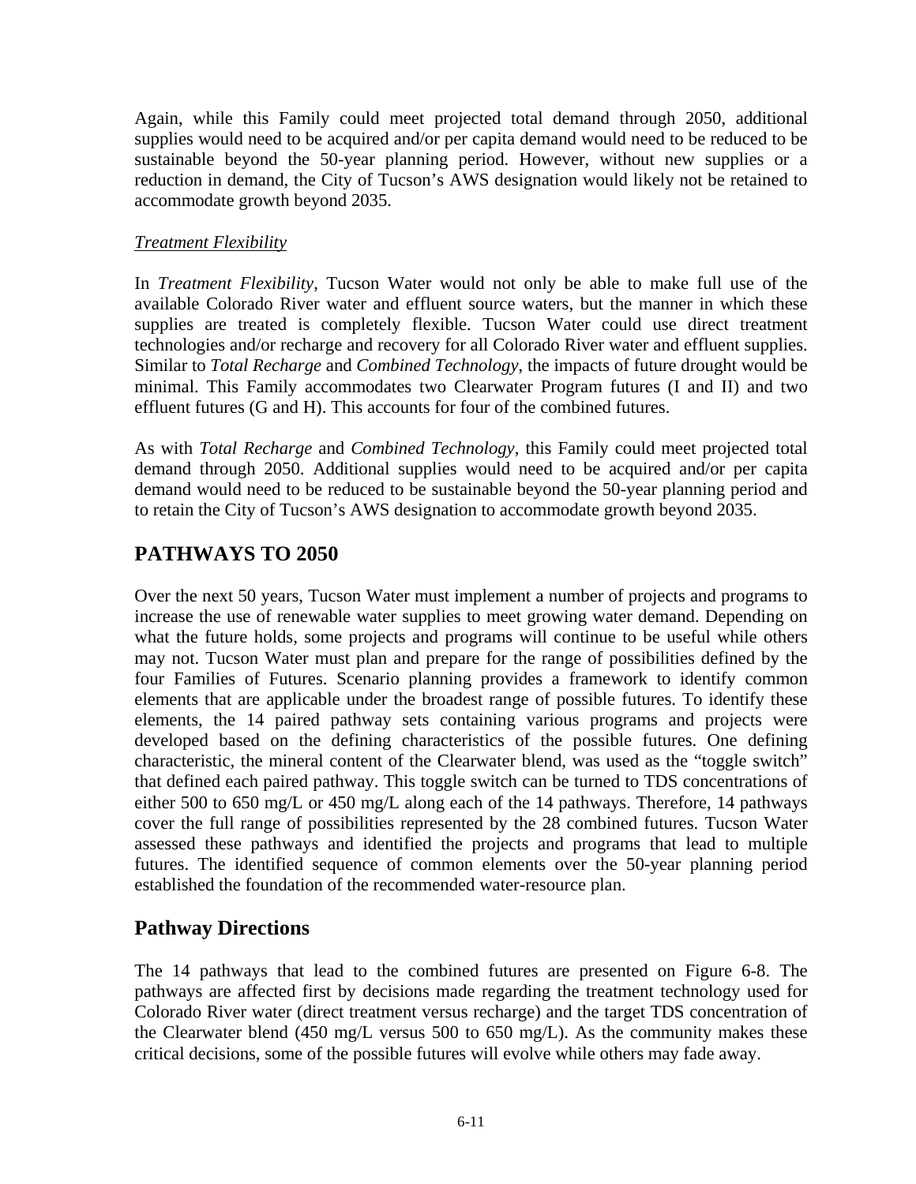Again, while this Family could meet projected total demand through 2050, additional supplies would need to be acquired and/or per capita demand would need to be reduced to be sustainable beyond the 50-year planning period. However, without new supplies or a reduction in demand, the City of Tucson's AWS designation would likely not be retained to accommodate growth beyond 2035.

*Treatment Flexibility*

In *Treatment Flexibility*, Tucson Water would not only be able to make full use of the available Colorado River water and effluent source waters, but the manner in which these supplies are treated is completely flexible. Tucson Water could use direct treatment technologies and/or recharge and recovery for all Colorado River water and effluent supplies. Similar to *Total Recharge* and *Combined Technology*, the impacts of future drought would be minimal. This Family accommodates two Clearwater Program futures (I and II) and two effluent futures (G and H). This accounts for four of the combined futures.

As with *Total Recharge* and *Combined Technology*, this Family could meet projected total demand through 2050. Additional supplies would need to be acquired and/or per capita demand would need to be reduced to be sustainable beyond the 50-year planning period and to retain the City of Tucson's AWS designation to accommodate growth beyond 2035.

## PATHWAYS TO 2050

Over the next 50 years, Tucson Water must implement a number of projects and programs to increase the use of renewable water supplies to meet growing water demand. Depending on what the future holds, some projects and programs will continue to be useful while others may not. Tucson Water must plan and prepare for the range of possibilities defined by the four Families of Futures. Scenario planning provides a framework to identify common elements that are applicable under the broadest range of possible futures. To identify these elements, the 14 paired pathway sets containing various programs and projects were developed based on the defining characteristics of the possible futures. One defining characteristic, the mineral content of the Clearwater blend, was used as the "toggle switch" that defined each paired pathway. This toggle switch can be turned to TDS concentrations of either 500 to 650 mg/L or 450 mg/L along each of the 14 pathways. Therefore, 14 pathways cover the full range of possibilities represented by the 28 combined futures. Tucson Water assessed these pathways and identified the projects and programs that lead to multiple futures. The identified sequence of common elements over the 50-year planning period established the foundation of the recommended water-resource plan.

### Pathway Directions

The 14 pathways that lead to the combined futures are presented on Figure 6-8. The pathways are affected first by decisions made regarding the treatment technology used for Colorado River water (direct treatment versus recharge) and the target TDS concentration of the Clearwater blend (450 mg/L versus 500 to 650 mg/L). As the community makes these critical decisions, some of the possible futures will evolve while others may fade away.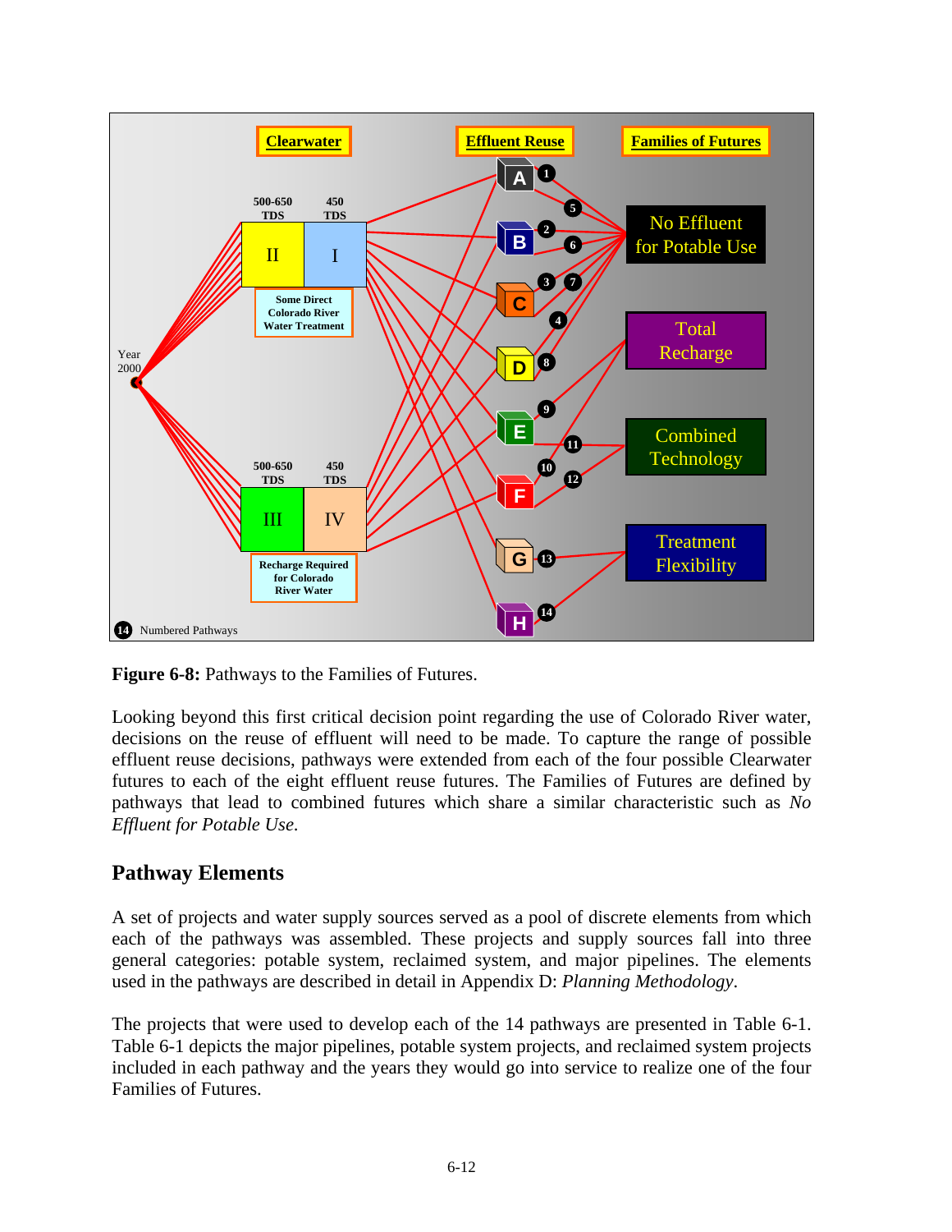**Figure 6-8:** Pathways to the Families of Futures.

Looking beyond this first critical decision point regarding the use of Colorado River water, decisions on the reuse of effluent will need to be made. To capture the range of possible effluent reuse decisions, pathways were extended from each of the four possible Clearwater futures to each of the eight effluent reuse futures. The Families of Futures are defined by pathways that lead to combined futures which share a similar characteristic such as *No Effluent for Potable Use*.

## Pathway Elements

A set of projects and water supply sources served as a pool of discrete elements from which each of the pathways was assembled. These projects and supply sources fall into three general categories: potable system, reclaimed system, and major pipelines. The elements used in the pathways are described in detail in Appendix D: *Planning Methodology*.

The projects that were used to develop each of the 14 pathways are presented in Table 6-1. Table 6-1 depicts the major pipelines, potable system projects, and reclaimed system projects included in each pathway and the years they would go into service to realize one of the four Families of Futures.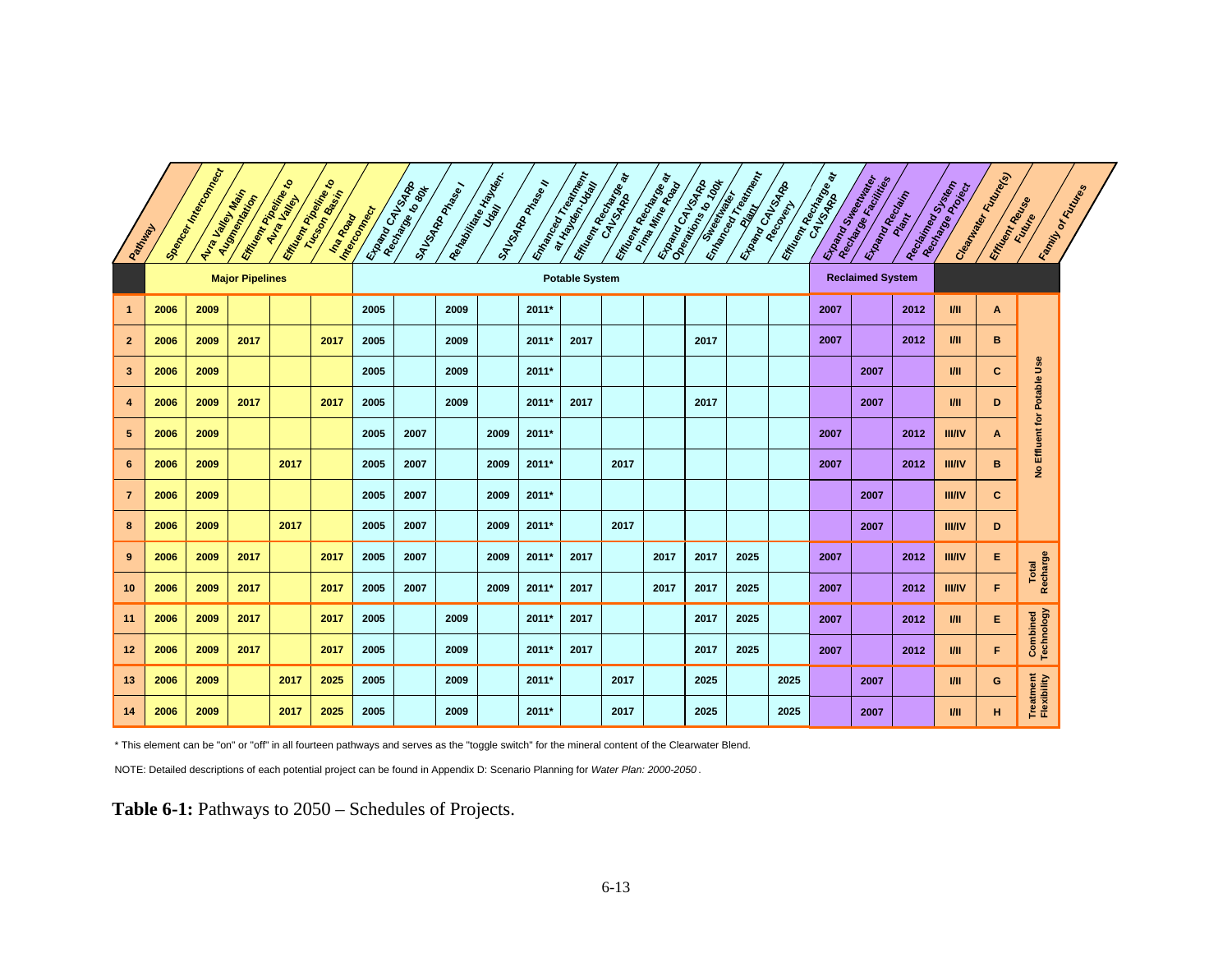| | Major Pipelines | | | | | Potable System | | | | | | | | | | | Reclaimed System | | | | | |
|---|---|---|---|---|---|---|---|---|---|---|---|---|---|---|---|---|---|---|---|---|---|---|
| Pathway | Spencer Interconnect | Avra Valley Main Augmentation | Effluent Pipeline to Avra Valley | Effluent Pipeline to Tucson Basin | Ina Road Interconnect | Expand CAVSARP Recharge to 80k | SAVSARP Phase I | Rehabilitate Hayden-Udall | SAVSARP Phase II | Enhanced Treatment at Hayden-Udall | Effluent Recharge at CAVSARP | Effluent Recharge at Pima Mine Road | Expand CAVSARP Operations to 100k | Sweetwater Enhanced Treatment Plant | Expand CAVSARP Recovery | Effluent Recharge at CAVSARP | Expand Sweetwater Recharge Facilities | Expand Reclaim Plant | Reclaimed System Recharge Project | Clearwater Future(s) | Effluent Reuse Future | Family of Futures |
| 1 | 2006 | 2009 | | | | 2005 | | 2009 | | 2011* | | | | | | | 2007 | | 2012 | I/II | A | No Effluent for Potable Use |
| 2 | 2006 | 2009 | 2017 | | 2017 | 2005 | | 2009 | | 2011* | 2017 | | | 2017 | | | 2007 | | 2012 | I/II | B | |
| 3 | 2006 | 2009 | | | | 2005 | | 2009 | | 2011* | | | | | | | | 2007 | | I/II | C | |
| 4 | 2006 | 2009 | 2017 | | 2017 | 2005 | | 2009 | | 2011* | 2017 | | | 2017 | | | | 2007 | | I/II | D | |
| 5 | 2006 | 2009 | | | | 2005 | 2007 | | 2009 | 2011* | | | | | | | 2007 | | 2012 | III/IV | A | |
| 6 | 2006 | 2009 | | 2017 | | 2005 | 2007 | | 2009 | 2011* | | 2017 | | | | | 2007 | | 2012 | III/IV | B | |
| 7 | 2006 | 2009 | | | | 2005 | 2007 | | 2009 | 2011* | | | | | | | | 2007 | | III/IV | C | |
| 8 | 2006 | 2009 | | 2017 | | 2005 | 2007 | | 2009 | 2011* | | 2017 | | | | | | 2007 | | III/IV | D | |
| 9 | 2006 | 2009 | 2017 | | 2017 | 2005 | 2007 | | 2009 | 2011* | 2017 | | 2017 | 2017 | 2025 | | 2007 | | 2012 | III/IV | E | Total Recharge |
| 10 | 2006 | 2009 | 2017 | | 2017 | 2005 | 2007 | | 2009 | 2011* | 2017 | | 2017 | 2017 | 2025 | | 2007 | | 2012 | III/IV | F | |
| 11 | 2006 | 2009 | 2017 | | 2017 | 2005 | | 2009 | | 2011* | 2017 | | | 2017 | 2025 | | 2007 | | 2012 | I/II | E | Combined Technology |
| 12 | 2006 | 2009 | 2017 | | 2017 | 2005 | | 2009 | | 2011* | 2017 | | | 2017 | 2025 | | 2007 | | 2012 | I/II | F | |
| 13 | 2006 | 2009 | | 2017 | 2025 | 2005 | | 2009 | | 2011* | | 2017 | | 2025 | | 2025 | | 2007 | | I/II | G | Treatment Flexibility |
| 14 | 2006 | 2009 | | 2017 | 2025 | 2005 | | 2009 | | 2011* | | 2017 | | 2025 | | 2025 | | 2007 | | I/II | H | |

* This element can be "on" or "off" in all fourteen pathways and serves as the "toggle switch" for the mineral content of the Clearwater Blend.

NOTE: Detailed descriptions of each potential project can be found in Appendix D: Scenario Planning for *Water Plan: 2000-2050*.

**Table 6-1:** Pathways to 2050 – Schedules of Projects.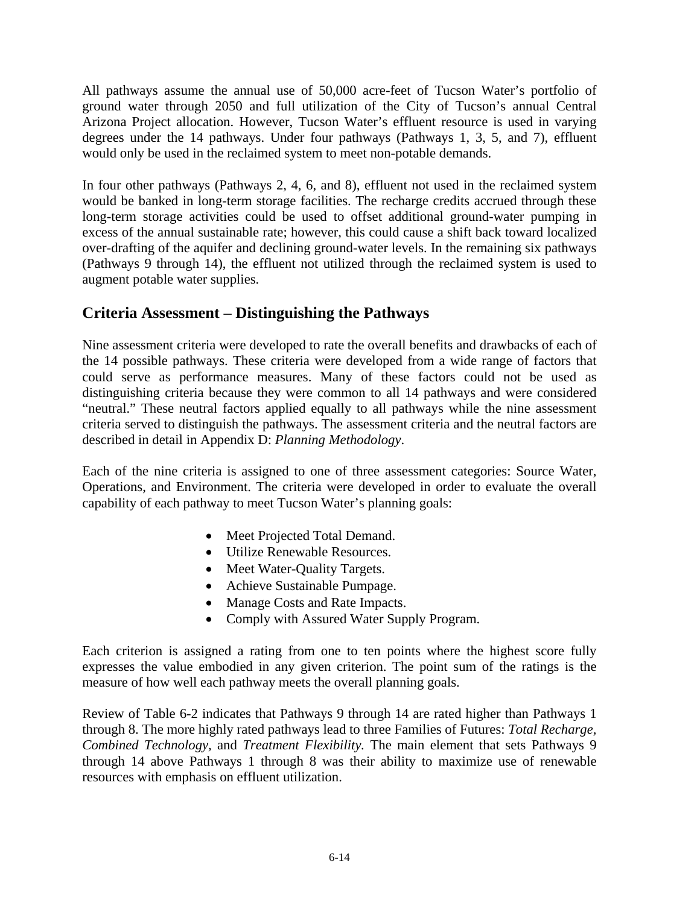All pathways assume the annual use of 50,000 acre-feet of Tucson Water's portfolio of ground water through 2050 and full utilization of the City of Tucson's annual Central Arizona Project allocation. However, Tucson Water's effluent resource is used in varying degrees under the 14 pathways. Under four pathways (Pathways 1, 3, 5, and 7), effluent would only be used in the reclaimed system to meet non-potable demands.

In four other pathways (Pathways 2, 4, 6, and 8), effluent not used in the reclaimed system would be banked in long-term storage facilities. The recharge credits accrued through these long-term storage activities could be used to offset additional ground-water pumping in excess of the annual sustainable rate; however, this could cause a shift back toward localized over-drafting of the aquifer and declining ground-water levels. In the remaining six pathways (Pathways 9 through 14), the effluent not utilized through the reclaimed system is used to augment potable water supplies.

## Criteria Assessment – Distinguishing the Pathways

Nine assessment criteria were developed to rate the overall benefits and drawbacks of each of the 14 possible pathways. These criteria were developed from a wide range of factors that could serve as performance measures. Many of these factors could not be used as distinguishing criteria because they were common to all 14 pathways and were considered "neutral." These neutral factors applied equally to all pathways while the nine assessment criteria served to distinguish the pathways. The assessment criteria and the neutral factors are described in detail in Appendix D: *Planning Methodology*.

Each of the nine criteria is assigned to one of three assessment categories: Source Water, Operations, and Environment. The criteria were developed in order to evaluate the overall capability of each pathway to meet Tucson Water's planning goals:

- Meet Projected Total Demand.
- Utilize Renewable Resources.
- Meet Water-Quality Targets.
- Achieve Sustainable Pumpage.
- Manage Costs and Rate Impacts.
- Comply with Assured Water Supply Program.

Each criterion is assigned a rating from one to ten points where the highest score fully expresses the value embodied in any given criterion. The point sum of the ratings is the measure of how well each pathway meets the overall planning goals.

Review of Table 6-2 indicates that Pathways 9 through 14 are rated higher than Pathways 1 through 8. The more highly rated pathways lead to three Families of Futures: *Total Recharge*, *Combined Technology,* and *Treatment Flexibility.* The main element that sets Pathways 9 through 14 above Pathways 1 through 8 was their ability to maximize use of renewable resources with emphasis on effluent utilization.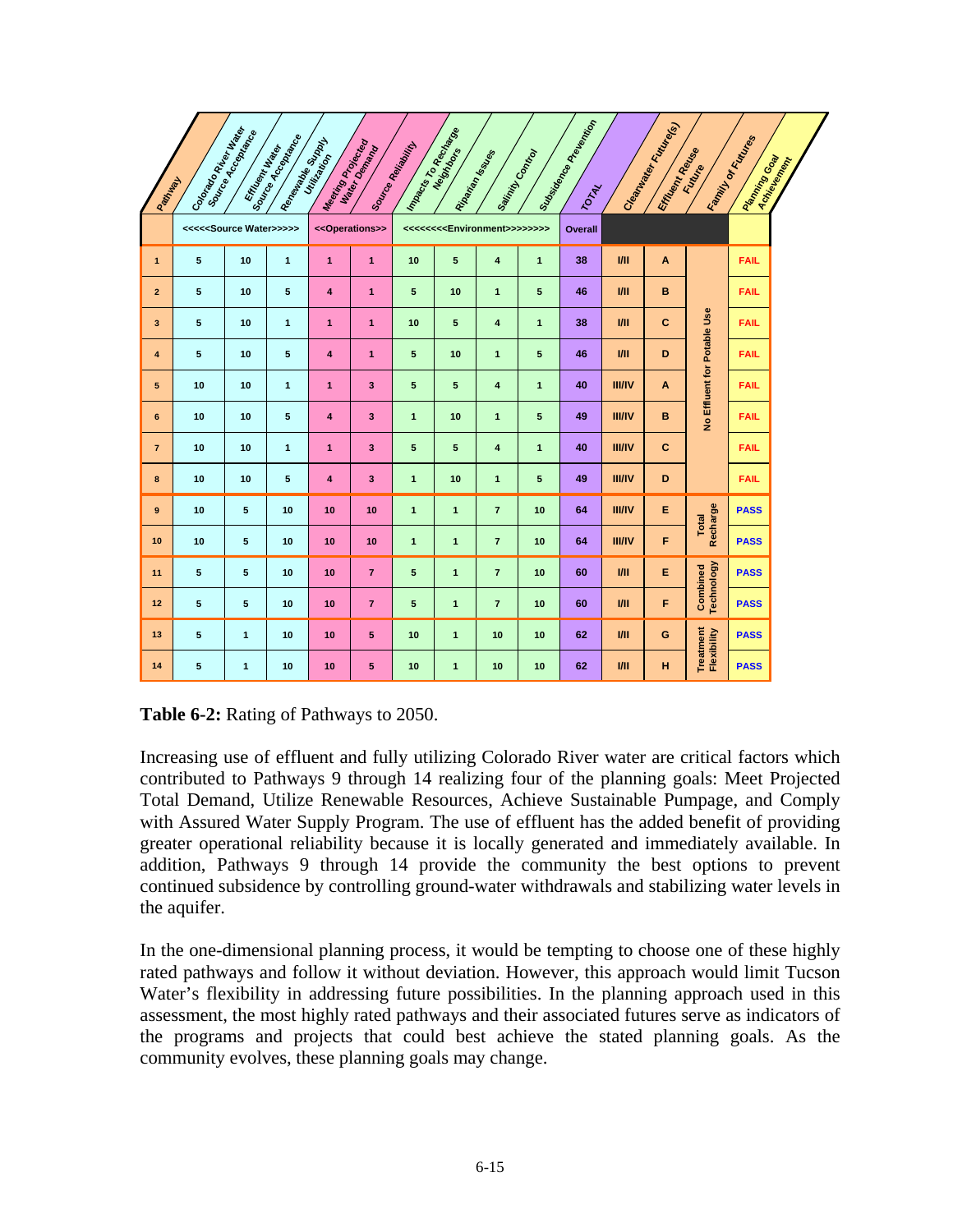| Pathway | Colorado River Water Source Acceptance | Effluent Water Source Acceptance | Renewable Supply Utilization | Meeting Projected Water Demand | Source Reliability | Impacts To Recharge Neighbors | Riparian Issues | Salinity Control | Subsidence Prevention | TOTAL | Clearwater Future(s) | Effluent Reuse Future | Family of Futures | Planning Goal Achievement |
|---|---|---|---|---|---|---|---|---|---|---|---|---|---|---|
| | <<<<<Source Water>>>>> | | | <<Operations>> | | <<<<<<<<Environment>>>>>>>> | | | | Overall | | | | |
| 1 | 5 | 10 | 1 | 1 | 1 | 10 | 5 | 4 | 1 | 38 | I/II | A | No Effluent for Potable Use | FAIL |
| 2 | 5 | 10 | 5 | 4 | 1 | 5 | 10 | 1 | 5 | 46 | I/II | B | No Effluent for Potable Use | FAIL |
| 3 | 5 | 10 | 1 | 1 | 1 | 10 | 5 | 4 | 1 | 38 | I/II | C | No Effluent for Potable Use | FAIL |
| 4 | 5 | 10 | 5 | 4 | 1 | 5 | 10 | 1 | 5 | 46 | I/II | D | No Effluent for Potable Use | FAIL |
| 5 | 10 | 10 | 1 | 1 | 3 | 5 | 5 | 4 | 1 | 40 | III/IV | A | No Effluent for Potable Use | FAIL |
| 6 | 10 | 10 | 5 | 4 | 3 | 1 | 10 | 1 | 5 | 49 | III/IV | B | No Effluent for Potable Use | FAIL |
| 7 | 10 | 10 | 1 | 1 | 3 | 5 | 5 | 4 | 1 | 40 | III/IV | C | No Effluent for Potable Use | FAIL |
| 8 | 10 | 10 | 5 | 4 | 3 | 1 | 10 | 1 | 5 | 49 | III/IV | D | No Effluent for Potable Use | FAIL |
| 9 | 10 | 5 | 10 | 10 | 10 | 1 | 1 | 7 | 10 | 64 | III/IV | E | Total Recharge | PASS |
| 10 | 10 | 5 | 10 | 10 | 10 | 1 | 1 | 7 | 10 | 64 | III/IV | F | Total Recharge | PASS |
| 11 | 5 | 5 | 10 | 10 | 7 | 5 | 1 | 7 | 10 | 60 | I/II | E | Combined Technology | PASS |
| 12 | 5 | 5 | 10 | 10 | 7 | 5 | 1 | 7 | 10 | 60 | I/II | F | Combined Technology | PASS |
| 13 | 5 | 1 | 10 | 10 | 5 | 10 | 1 | 10 | 10 | 62 | I/II | G | Treatment Flexibility | PASS |
| 14 | 5 | 1 | 10 | 10 | 5 | 10 | 1 | 10 | 10 | 62 | I/II | H | Treatment Flexibility | PASS |

**Table 6-2:** Rating of Pathways to 2050.

Increasing use of effluent and fully utilizing Colorado River water are critical factors which contributed to Pathways 9 through 14 realizing four of the planning goals: Meet Projected Total Demand, Utilize Renewable Resources, Achieve Sustainable Pumpage, and Comply with Assured Water Supply Program. The use of effluent has the added benefit of providing greater operational reliability because it is locally generated and immediately available. In addition, Pathways 9 through 14 provide the community the best options to prevent continued subsidence by controlling ground-water withdrawals and stabilizing water levels in the aquifer.

In the one-dimensional planning process, it would be tempting to choose one of these highly rated pathways and follow it without deviation. However, this approach would limit Tucson Water's flexibility in addressing future possibilities. In the planning approach used in this assessment, the most highly rated pathways and their associated futures serve as indicators of the programs and projects that could best achieve the stated planning goals. As the community evolves, these planning goals may change.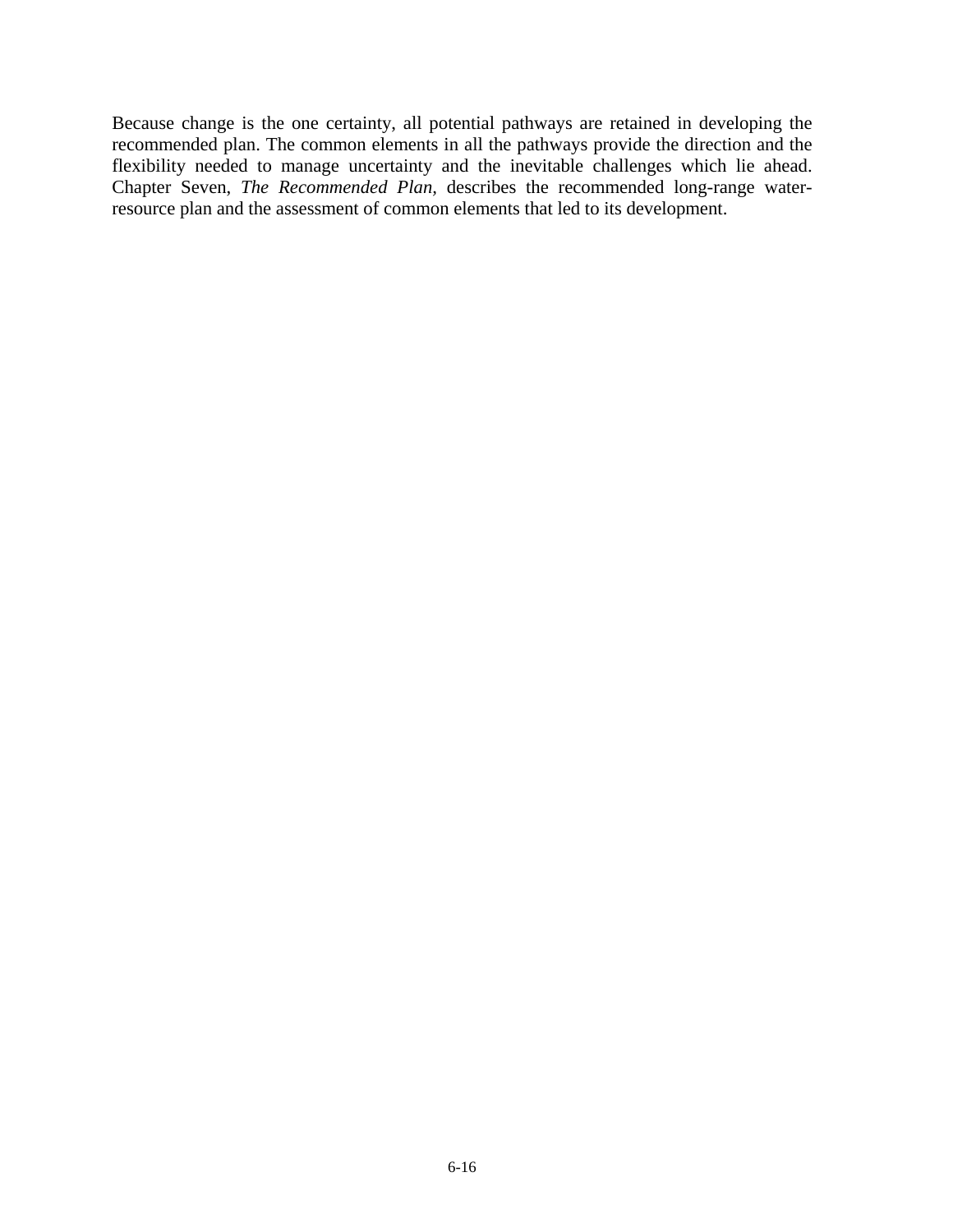Because change is the one certainty, all potential pathways are retained in developing the recommended plan. The common elements in all the pathways provide the direction and the flexibility needed to manage uncertainty and the inevitable challenges which lie ahead. Chapter Seven, *The Recommended Plan,* describes the recommended long-range water-resource plan and the assessment of common elements that led to its development.